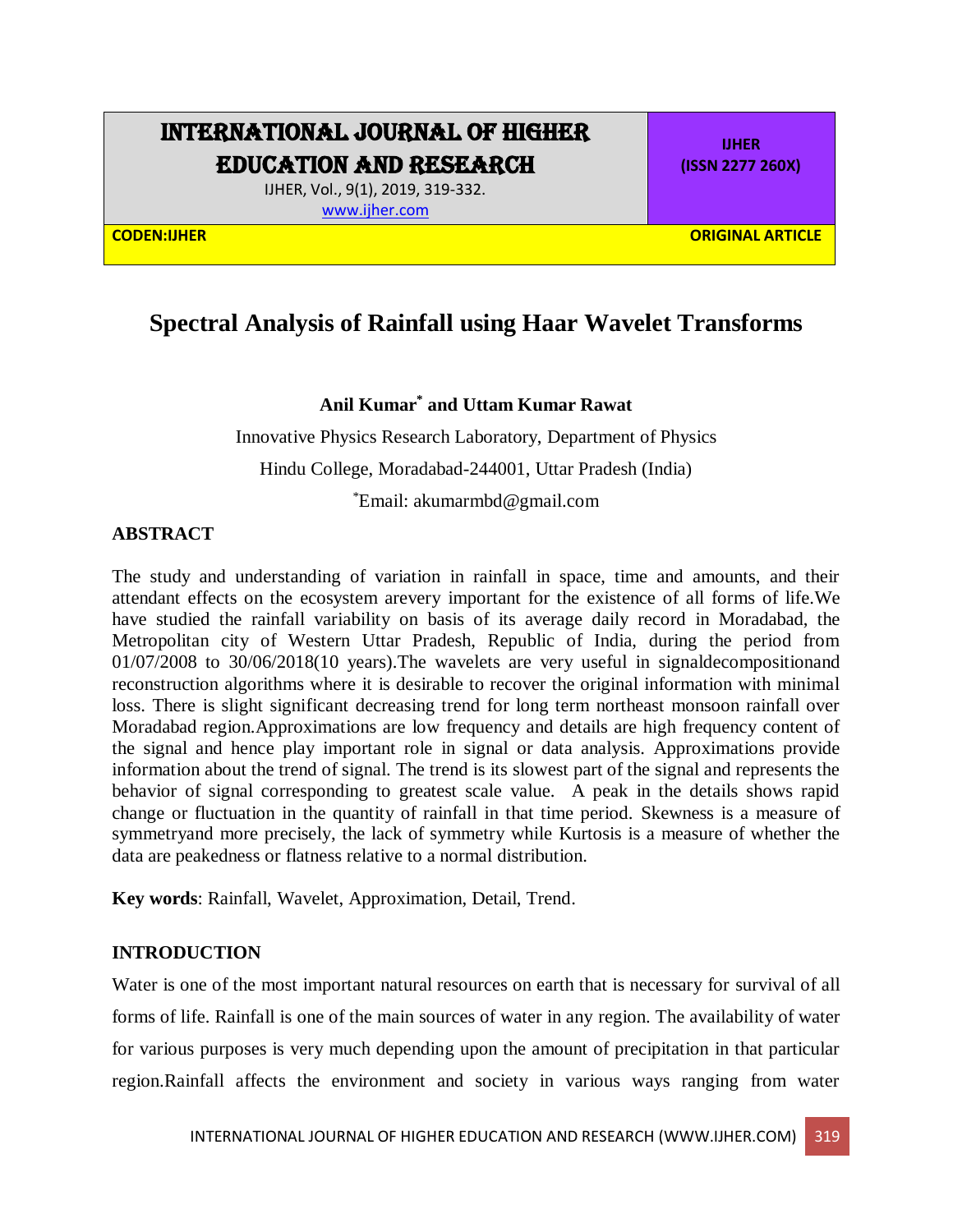# INTERNATIONAL JOURNAL OF HIGHER EDUCATION AND RESEARCH

IJHER (ISSN 2277 260X)

CODEN:IJHER

ORIGINAL ARTICLE

## Spectral Analysis of Rainfall using Haar Wavelet Transforms

**Anil Kumar[*] and Uttam Kumar Rawat**

Innovative Physics Research Laboratory, Department of Physics

Hindu College, Moradabad-244001, Uttar Pradesh (India)

[*]Email: akumarmbd@gmail.com

### ABSTRACT

The study and understanding of variation in rainfall in space, time and amounts, and their attendant effects on the ecosystem arevery important for the existence of all forms of life.We have studied the rainfall variability on basis of its average daily record in Moradabad, the Metropolitan city of Western Uttar Pradesh, Republic of India, during the period from 01/07/2008 to 30/06/2018(10 years).The wavelets are very useful in signaldecompositionand reconstruction algorithms where it is desirable to recover the original information with minimal loss. There is slight significant decreasing trend for long term northeast monsoon rainfall over Moradabad region.Approximations are low frequency and details are high frequency content of the signal and hence play important role in signal or data analysis. Approximations provide information about the trend of signal. The trend is its slowest part of the signal and represents the behavior of signal corresponding to greatest scale value. A peak in the details shows rapid change or fluctuation in the quantity of rainfall in that time period. Skewness is a measure of symmetryand more precisely, the lack of symmetry while Kurtosis is a measure of whether the data are peakedness or flatness relative to a normal distribution.

**Key words**: Rainfall, Wavelet, Approximation, Detail, Trend.

### INTRODUCTION

Water is one of the most important natural resources on earth that is necessary for survival of all forms of life. Rainfall is one of the main sources of water in any region. The availability of water for various purposes is very much depending upon the amount of precipitation in that particular region.Rainfall affects the environment and society in various ways ranging from water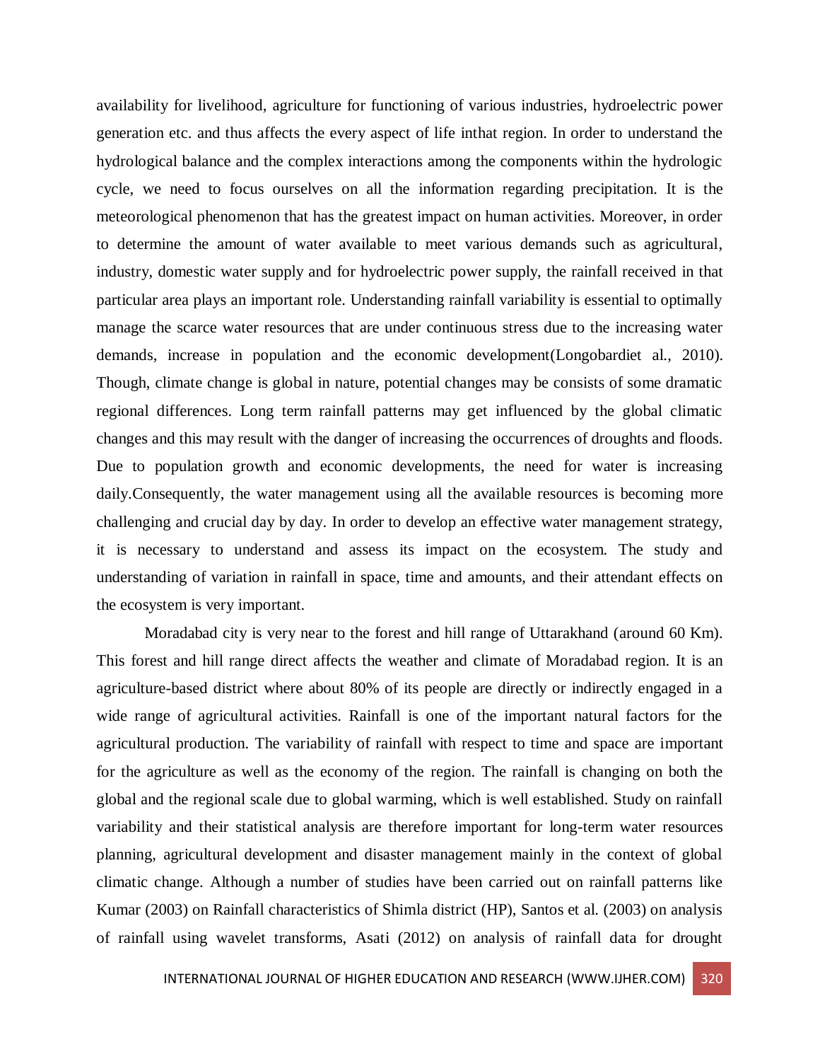availability for livelihood, agriculture for functioning of various industries, hydroelectric power generation etc. and thus affects the every aspect of life inthat region. In order to understand the hydrological balance and the complex interactions among the components within the hydrologic cycle, we need to focus ourselves on all the information regarding precipitation. It is the meteorological phenomenon that has the greatest impact on human activities. Moreover, in order to determine the amount of water available to meet various demands such as agricultural, industry, domestic water supply and for hydroelectric power supply, the rainfall received in that particular area plays an important role. Understanding rainfall variability is essential to optimally manage the scarce water resources that are under continuous stress due to the increasing water demands, increase in population and the economic development(Longobardiet al., 2010). Though, climate change is global in nature, potential changes may be consists of some dramatic regional differences. Long term rainfall patterns may get influenced by the global climatic changes and this may result with the danger of increasing the occurrences of droughts and floods. Due to population growth and economic developments, the need for water is increasing daily.Consequently, the water management using all the available resources is becoming more challenging and crucial day by day. In order to develop an effective water management strategy, it is necessary to understand and assess its impact on the ecosystem. The study and understanding of variation in rainfall in space, time and amounts, and their attendant effects on the ecosystem is very important.

Moradabad city is very near to the forest and hill range of Uttarakhand (around 60 Km). This forest and hill range direct affects the weather and climate of Moradabad region. It is an agriculture-based district where about 80% of its people are directly or indirectly engaged in a wide range of agricultural activities. Rainfall is one of the important natural factors for the agricultural production. The variability of rainfall with respect to time and space are important for the agriculture as well as the economy of the region. The rainfall is changing on both the global and the regional scale due to global warming, which is well established. Study on rainfall variability and their statistical analysis are therefore important for long-term water resources planning, agricultural development and disaster management mainly in the context of global climatic change. Although a number of studies have been carried out on rainfall patterns like Kumar (2003) on Rainfall characteristics of Shimla district (HP), Santos et al. (2003) on analysis of rainfall using wavelet transforms, Asati (2012) on analysis of rainfall data for drought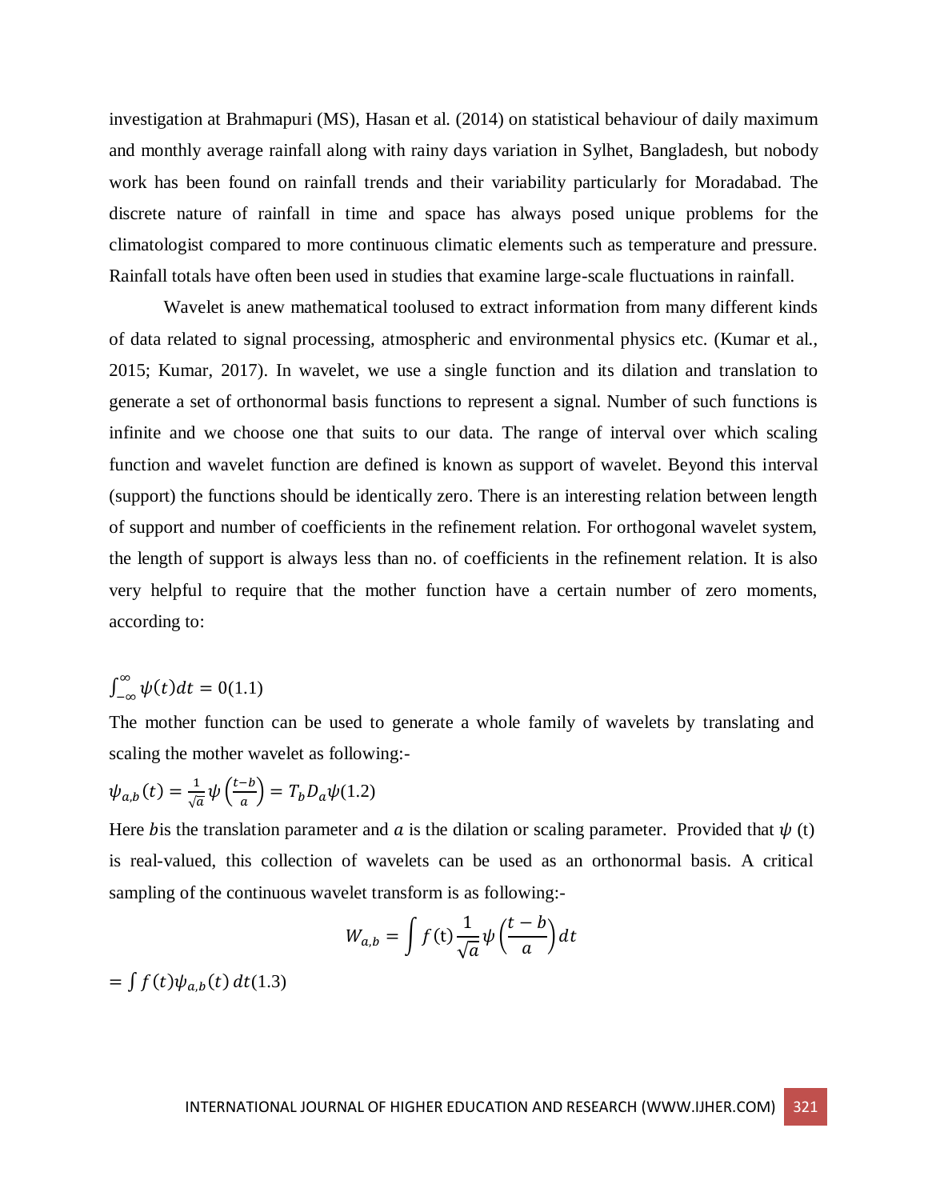investigation at Brahmapuri (MS), Hasan et al. (2014) on statistical behaviour of daily maximum and monthly average rainfall along with rainy days variation in Sylhet, Bangladesh, but nobody work has been found on rainfall trends and their variability particularly for Moradabad. The discrete nature of rainfall in time and space has always posed unique problems for the climatologist compared to more continuous climatic elements such as temperature and pressure. Rainfall totals have often been used in studies that examine large-scale fluctuations in rainfall.

Wavelet is anew mathematical toolused to extract information from many different kinds of data related to signal processing, atmospheric and environmental physics etc. (Kumar et al., 2015; Kumar, 2017). In wavelet, we use a single function and its dilation and translation to generate a set of orthonormal basis functions to represent a signal. Number of such functions is infinite and we choose one that suits to our data. The range of interval over which scaling function and wavelet function are defined is known as support of wavelet. Beyond this interval (support) the functions should be identically zero. There is an interesting relation between length of support and number of coefficients in the refinement relation. For orthogonal wavelet system, the length of support is always less than no. of coefficients in the refinement relation. It is also very helpful to require that the mother function have a certain number of zero moments, according to:

$$\int_{-\infty}^{\infty} \psi(t)dt = 0 \quad (1.1)$$

The mother function can be used to generate a whole family of wavelets by translating and scaling the mother wavelet as following:-

$$\psi_{a,b}(t) = \frac{1}{\sqrt{a}}\psi\left(\frac{t-b}{a}\right) = T_b D_a \psi \quad (1.2)$$

Here $b$is the translation parameter and $a$ is the dilation or scaling parameter. Provided that $\psi$ (t) is real-valued, this collection of wavelets can be used as an orthonormal basis. A critical sampling of the continuous wavelet transform is as following:-

$$W_{a,b} = \int f(\mathrm{t})\frac{1}{\sqrt{a}}\psi\left(\frac{t-b}{a}\right)dt$$

$$= \int f(t)\psi_{a,b}(t)\, dt \quad (1.3)$$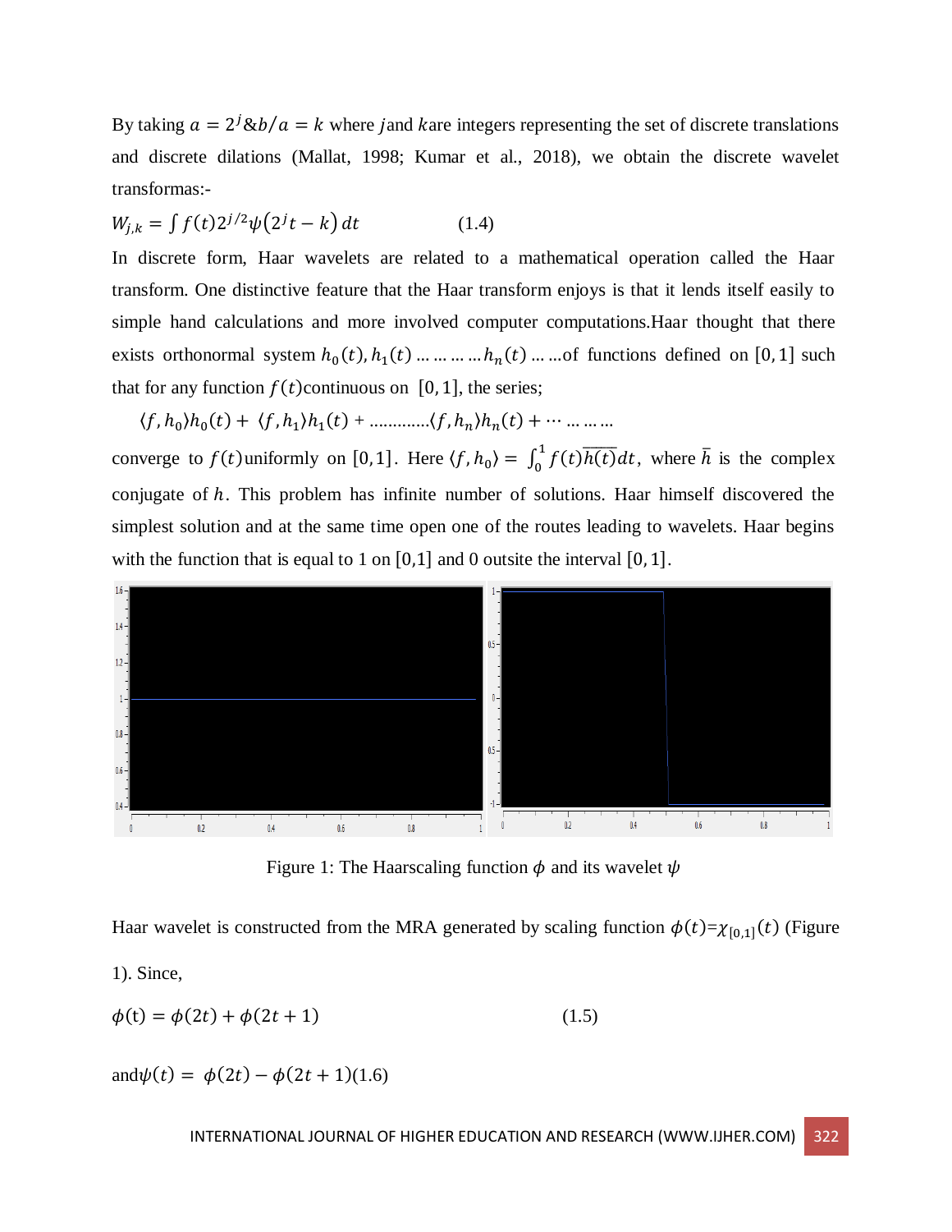By taking $a = 2^j \& b/a = k$ where $j$and $k$are integers representing the set of discrete translations and discrete dilations (Mallat, 1998; Kumar et al., 2018), we obtain the discrete wavelet transformas:-

$$W_{j,k} = \int f(t) 2^{j/2} \psi\left(2^j t - k\right) dt \qquad (1.4)$$

In discrete form, Haar wavelets are related to a mathematical operation called the Haar transform. One distinctive feature that the Haar transform enjoys is that it lends itself easily to simple hand calculations and more involved computer computations.Haar thought that there exists orthonormal system $h_0(t), h_1(t) \ldots \ldots \ldots \ldots h_n(t) \ldots \ldots$of functions defined on $[0, 1]$ such that for any function $f(t)$continuous on $[0, 1]$, the series;

$$\langle f, h_0 \rangle h_0(t) + \langle f, h_1 \rangle h_1(t) + \ldots\ldots\ldots\ldots \langle f, h_n \rangle h_n(t) + \cdots \ldots \ldots \ldots$$

converge to $f(t)$uniformly on $[0,1]$. Here $\langle f, h_0 \rangle = \int_0^1 f(t)\overline{h(t)}dt$, where $\bar{h}$ is the complex conjugate of $h$. This problem has infinite number of solutions. Haar himself discovered the simplest solution and at the same time open one of the routes leading to wavelets. Haar begins with the function that is equal to 1 on $[0,1]$ and 0 outsite the interval $[0, 1]$.

Figure 1: The Haarscaling function $\phi$ and its wavelet $\psi$

Haar wavelet is constructed from the MRA generated by scaling function $\phi(t)$=$\chi_{[0,1]}(t)$ (Figure 1). Since,

$$\phi(\mathrm{t}) = \phi(2t) + \phi(2t + 1) \qquad (1.5)$$

and$\psi(t) = \phi(2t) - \phi(2t + 1)$(1.6)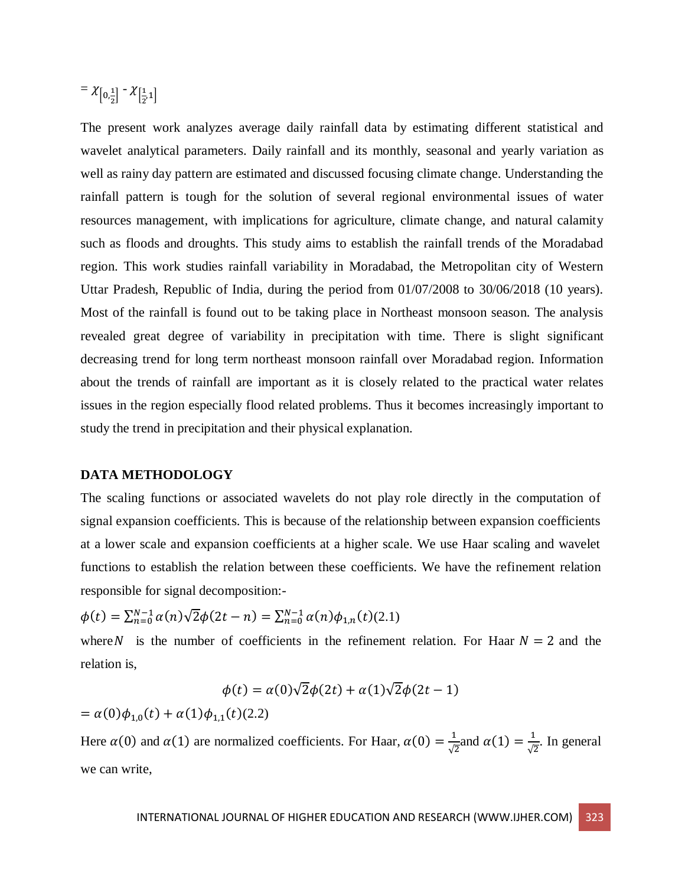$= \chi_{\left[0,\frac{1}{2}\right]} - \chi_{\left[\frac{1}{2},1\right]}$

The present work analyzes average daily rainfall data by estimating different statistical and wavelet analytical parameters. Daily rainfall and its monthly, seasonal and yearly variation as well as rainy day pattern are estimated and discussed focusing climate change. Understanding the rainfall pattern is tough for the solution of several regional environmental issues of water resources management, with implications for agriculture, climate change, and natural calamity such as floods and droughts. This study aims to establish the rainfall trends of the Moradabad region. This work studies rainfall variability in Moradabad, the Metropolitan city of Western Uttar Pradesh, Republic of India, during the period from 01/07/2008 to 30/06/2018 (10 years). Most of the rainfall is found out to be taking place in Northeast monsoon season. The analysis revealed great degree of variability in precipitation with time. There is slight significant decreasing trend for long term northeast monsoon rainfall over Moradabad region. Information about the trends of rainfall are important as it is closely related to the practical water relates issues in the region especially flood related problems. Thus it becomes increasingly important to study the trend in precipitation and their physical explanation.

**DATA METHODOLOGY**

The scaling functions or associated wavelets do not play role directly in the computation of signal expansion coefficients. This is because of the relationship between expansion coefficients at a lower scale and expansion coefficients at a higher scale. We use Haar scaling and wavelet functions to establish the relation between these coefficients. We have the refinement relation responsible for signal decomposition:-

$\phi(t) = \sum_{n=0}^{N-1} \alpha(n)\sqrt{2}\phi(2t-n) = \sum_{n=0}^{N-1} \alpha(n)\phi_{1,n}(t)$(2.1)

where $N$ is the number of coefficients in the refinement relation. For Haar $N = 2$ and the relation is,

$$\phi(t) = \alpha(0)\sqrt{2}\phi(2t) + \alpha(1)\sqrt{2}\phi(2t-1)$$

$= \alpha(0)\phi_{1,0}(t) + \alpha(1)\phi_{1,1}(t)$(2.2)

Here $\alpha(0)$ and $\alpha(1)$ are normalized coefficients. For Haar, $\alpha(0) = \frac{1}{\sqrt{2}}$and $\alpha(1) = \frac{1}{\sqrt{2}}$. In general we can write,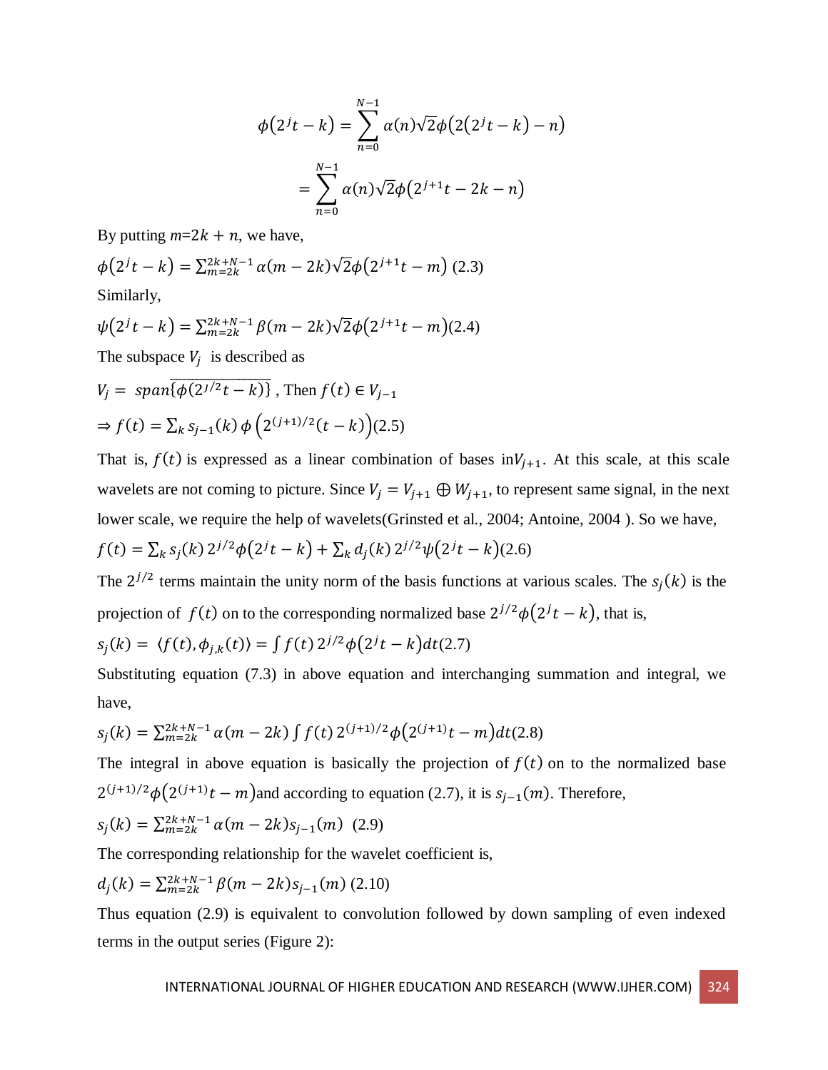$$\phi(2^j t - k) = \sum_{n=0}^{N-1} \alpha(n)\sqrt{2}\phi(2(2^j t - k) - n)$$

$$= \sum_{n=0}^{N-1} \alpha(n)\sqrt{2}\phi(2^{j+1}t - 2k - n)$$

By putting $m$=$2k + n$, we have,

$\phi(2^j t - k) = \sum_{m=2k}^{2k+N-1} \alpha(m-2k)\sqrt{2}\phi(2^{j+1}t - m)$ (2.3)

Similarly,

$\psi(2^j t - k) = \sum_{m=2k}^{2k+N-1} \beta(m-2k)\sqrt{2}\phi(2^{j+1}t - m)$(2.4)

The subspace $V_j$ is described as

$V_j = \overline{span\{\phi(2^{j/2}t - k)\}}$ , Then $f(t) \in V_{j-1}$

$\Rightarrow f(t) = \sum_k s_{j-1}(k)\,\phi\left(2^{(j+1)/2}(t-k)\right)$(2.5)

That is, $f(t)$ is expressed as a linear combination of bases in$V_{j+1}$. At this scale, at this scale wavelets are not coming to picture. Since $V_j = V_{j+1} \oplus W_{j+1}$, to represent same signal, in the next lower scale, we require the help of wavelets(Grinsted et al., 2004; Antoine, 2004 ). So we have,

$f(t) = \sum_k s_j(k)\, 2^{j/2}\phi(2^j t - k) + \sum_k d_j(k)\, 2^{j/2}\psi(2^j t - k)$(2.6)

The $2^{j/2}$ terms maintain the unity norm of the basis functions at various scales. The $s_j(k)$ is the projection of $f(t)$ on to the corresponding normalized base $2^{j/2}\phi(2^j t - k)$, that is,

$s_j(k) = \langle f(t), \phi_{j,k}(t)\rangle = \int f(t)\, 2^{j/2}\phi(2^j t - k)dt$(2.7)

Substituting equation (7.3) in above equation and interchanging summation and integral, we have,

$s_j(k) = \sum_{m=2k}^{2k+N-1} \alpha(m-2k) \int f(t)\, 2^{(j+1)/2}\phi(2^{(j+1)}t - m)dt$(2.8)

The integral in above equation is basically the projection of $f(t)$ on to the normalized base $2^{(j+1)/2}\phi(2^{(j+1)}t - m)$and according to equation (2.7), it is $s_{j-1}(m)$. Therefore,

$s_j(k) = \sum_{m=2k}^{2k+N-1} \alpha(m-2k) s_{j-1}(m)$ (2.9)

The corresponding relationship for the wavelet coefficient is,

$d_j(k) = \sum_{m=2k}^{2k+N-1} \beta(m-2k) s_{j-1}(m)$ (2.10)

Thus equation (2.9) is equivalent to convolution followed by down sampling of even indexed terms in the output series (Figure 2):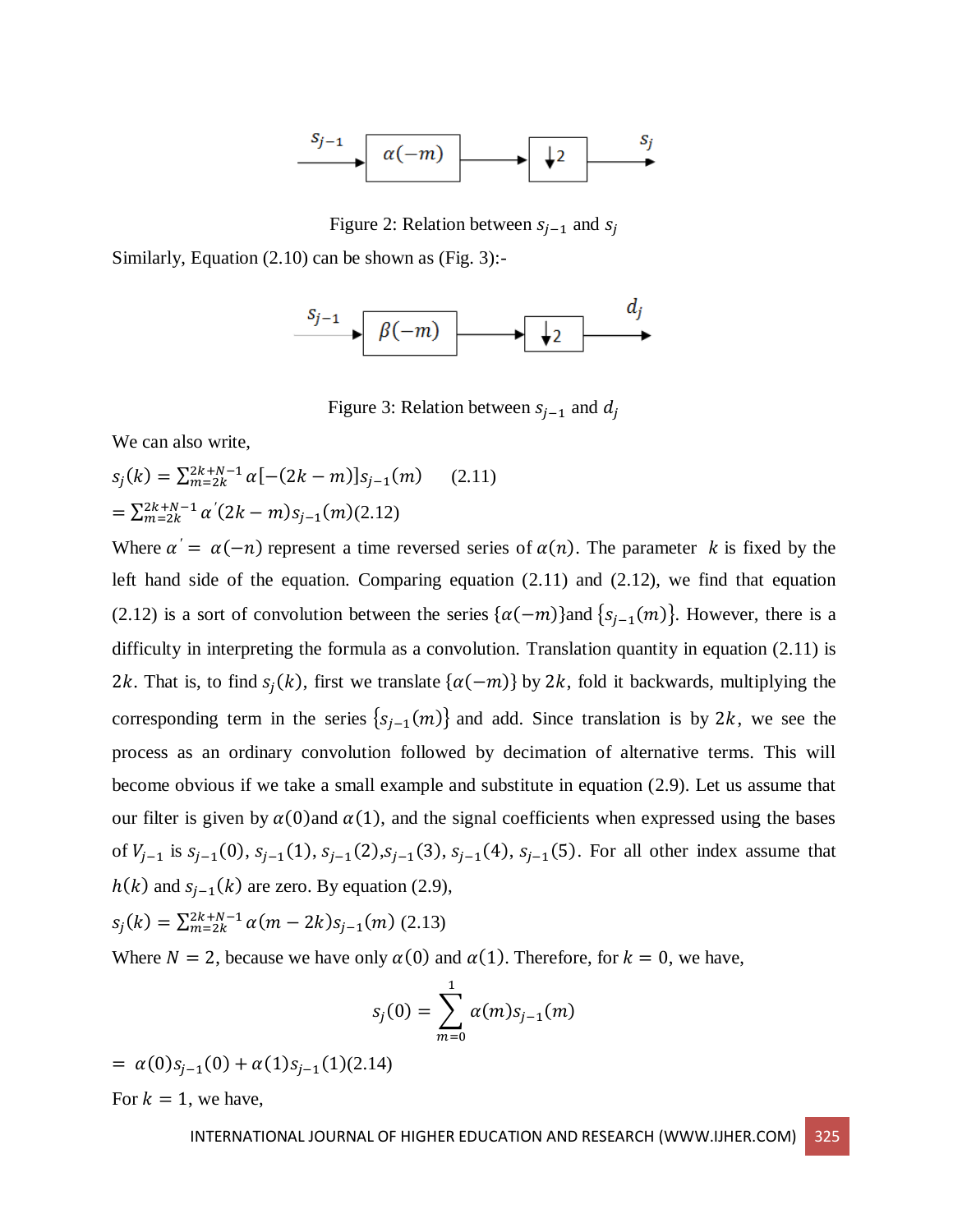Figure 2: Relation between $s_{j-1}$ and $s_j$

Similarly, Equation (2.10) can be shown as (Fig. 3):-

Figure 3: Relation between $s_{j-1}$ and $d_j$

We can also write,

$s_j(k) = \sum_{m=2k}^{2k+N-1} \alpha[-(2k-m)]s_{j-1}(m)$ (2.11)

$= \sum_{m=2k}^{2k+N-1} \alpha'(2k-m)s_{j-1}(m)$(2.12)

Where $\alpha' = \alpha(-n)$ represent a time reversed series of $\alpha(n)$. The parameter $k$ is fixed by the left hand side of the equation. Comparing equation (2.11) and (2.12), we find that equation (2.12) is a sort of convolution between the series $\{\alpha(-m)\}$and $\{s_{j-1}(m)\}$. However, there is a difficulty in interpreting the formula as a convolution. Translation quantity in equation (2.11) is $2k$. That is, to find $s_j(k)$, first we translate $\{\alpha(-m)\}$ by $2k$, fold it backwards, multiplying the corresponding term in the series $\{s_{j-1}(m)\}$ and add. Since translation is by $2k$, we see the process as an ordinary convolution followed by decimation of alternative terms. This will become obvious if we take a small example and substitute in equation (2.9). Let us assume that our filter is given by $\alpha(0)$and $\alpha(1)$, and the signal coefficients when expressed using the bases of $V_{j-1}$ is $s_{j-1}(0)$, $s_{j-1}(1)$, $s_{j-1}(2)$,$s_{j-1}(3)$, $s_{j-1}(4)$, $s_{j-1}(5)$. For all other index assume that $h(k)$ and $s_{j-1}(k)$ are zero. By equation (2.9),

$s_j(k) = \sum_{m=2k}^{2k+N-1} \alpha(m-2k)s_{j-1}(m)$ (2.13)

Where $N = 2$, because we have only $\alpha(0)$ and $\alpha(1)$. Therefore, for $k = 0$, we have,

$$s_j(0) = \sum_{m=0}^{1} \alpha(m)s_{j-1}(m)$$

$= \alpha(0)s_{j-1}(0) + \alpha(1)s_{j-1}(1)$(2.14)

For $k = 1$, we have,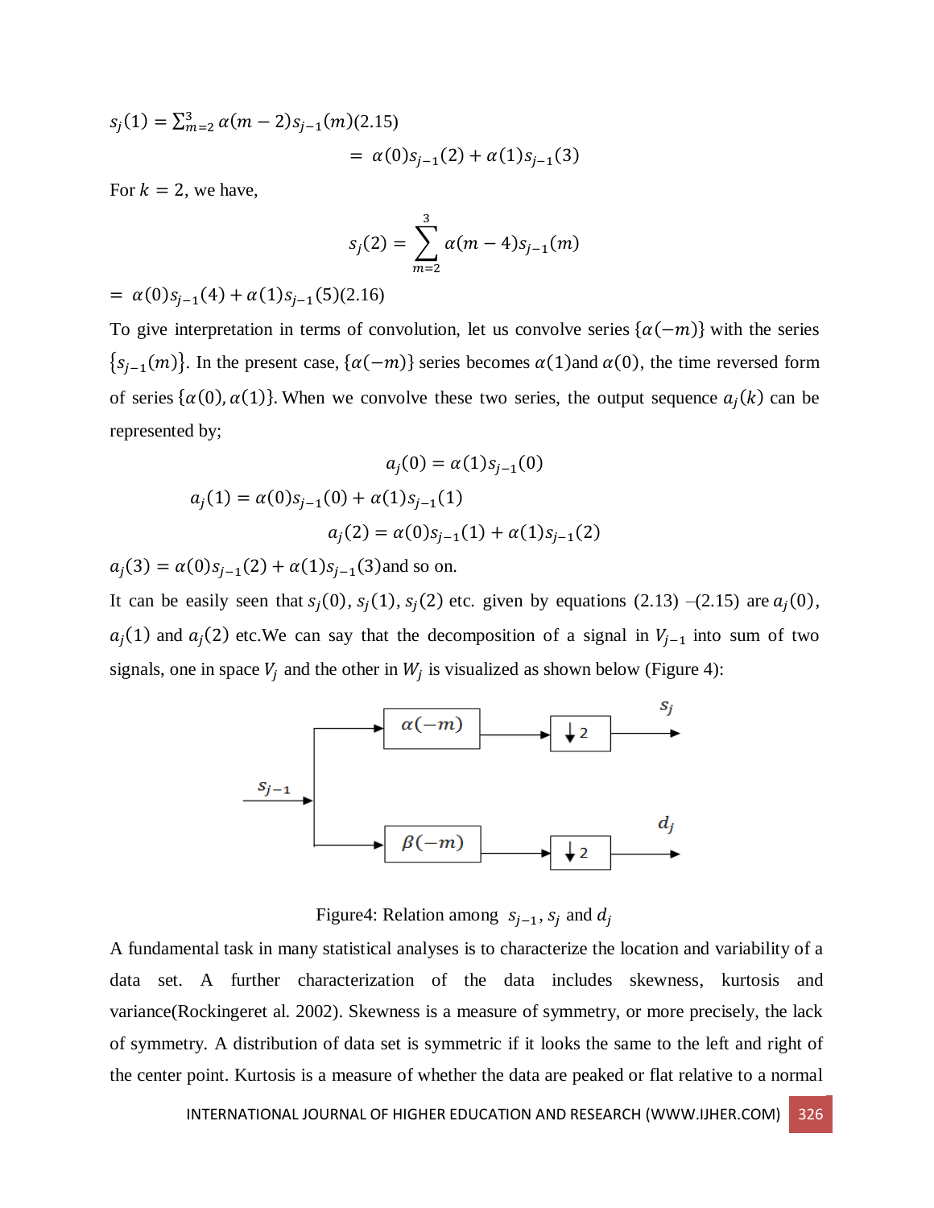$s_j(1) = \sum_{m=2}^{3} \alpha(m-2)s_{j-1}(m)$(2.15)

$$= \alpha(0)s_{j-1}(2) + \alpha(1)s_{j-1}(3)$$

For $k = 2$, we have,

$$s_j(2) = \sum_{m=2}^{3} \alpha(m-4)s_{j-1}(m)$$

$= \alpha(0)s_{j-1}(4) + \alpha(1)s_{j-1}(5)$(2.16)

To give interpretation in terms of convolution, let us convolve series $\{\alpha(-m)\}$ with the series $\{s_{j-1}(m)\}$. In the present case, $\{\alpha(-m)\}$ series becomes $\alpha(1)$and $\alpha(0)$, the time reversed form of series $\{\alpha(0), \alpha(1)\}$. When we convolve these two series, the output sequence $a_j(k)$ can be represented by;

$$a_j(0) = \alpha(1)s_{j-1}(0)$$

$$a_j(1) = \alpha(0)s_{j-1}(0) + \alpha(1)s_{j-1}(1)$$

$$a_j(2) = \alpha(0)s_{j-1}(1) + \alpha(1)s_{j-1}(2)$$

$a_j(3) = \alpha(0)s_{j-1}(2) + \alpha(1)s_{j-1}(3)$and so on.

It can be easily seen that $s_j(0)$, $s_j(1)$, $s_j(2)$ etc. given by equations (2.13) –(2.15) are $a_j(0)$, $a_j(1)$ and $a_j(2)$ etc.We can say that the decomposition of a signal in $V_{j-1}$ into sum of two signals, one in space $V_j$ and the other in $W_j$ is visualized as shown below (Figure 4):

Figure4: Relation among $s_{j-1}$, $s_j$ and $d_j$

A fundamental task in many statistical analyses is to characterize the location and variability of a data set. A further characterization of the data includes skewness, kurtosis and variance(Rockingeret al. 2002). Skewness is a measure of symmetry, or more precisely, the lack of symmetry. A distribution of data set is symmetric if it looks the same to the left and right of the center point. Kurtosis is a measure of whether the data are peaked or flat relative to a normal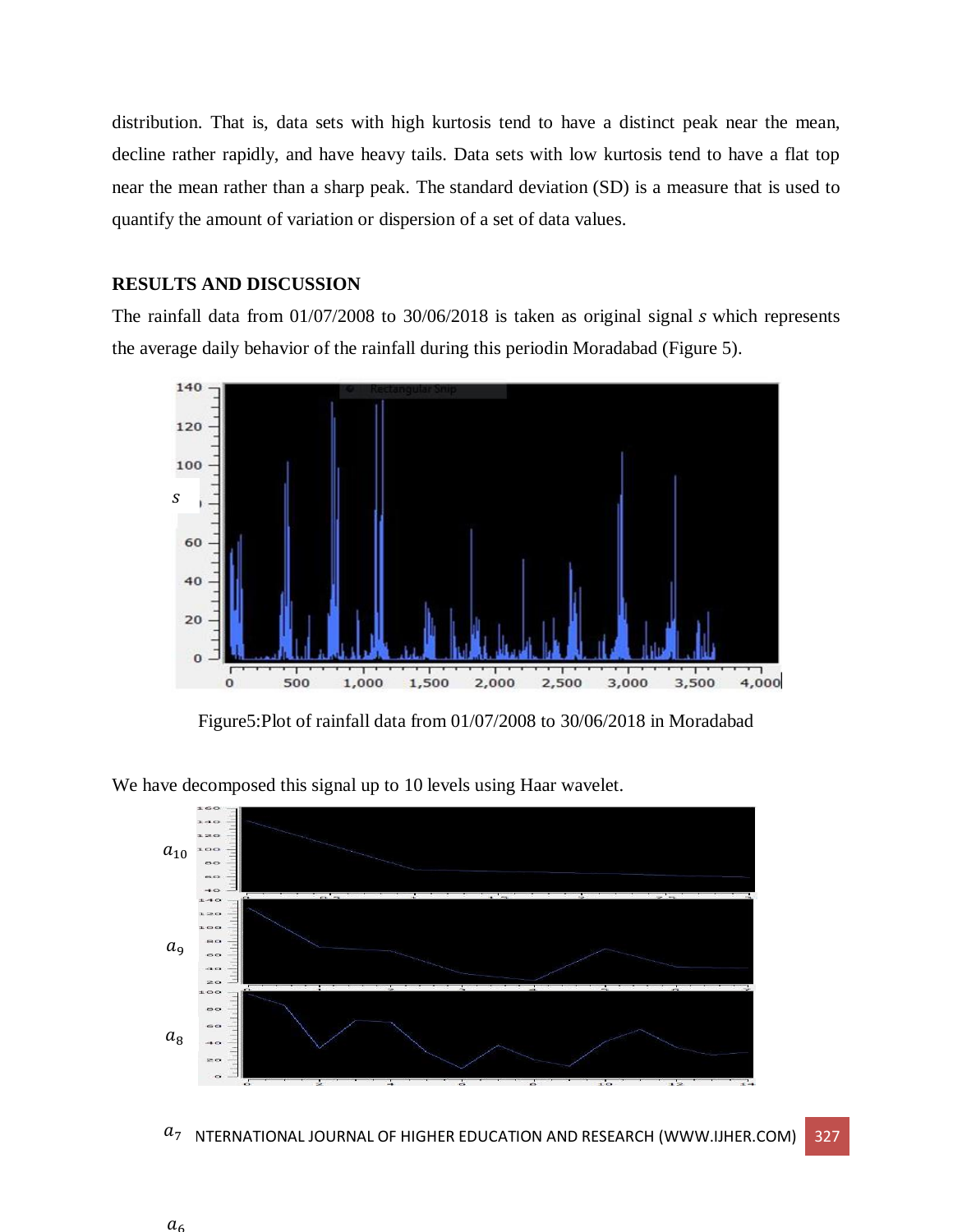distribution. That is, data sets with high kurtosis tend to have a distinct peak near the mean, decline rather rapidly, and have heavy tails. Data sets with low kurtosis tend to have a flat top near the mean rather than a sharp peak. The standard deviation (SD) is a measure that is used to quantify the amount of variation or dispersion of a set of data values.

## RESULTS AND DISCUSSION

The rainfall data from 01/07/2008 to 30/06/2018 is taken as original signal $s$ which represents the average daily behavior of the rainfall during this periodin Moradabad (Figure 5).

Figure5:Plot of rainfall data from 01/07/2008 to 30/06/2018 in Moradabad

We have decomposed this signal up to 10 levels using Haar wavelet.

$a_{10}$

$a_9$

$a_8$

$a_7$

$a_6$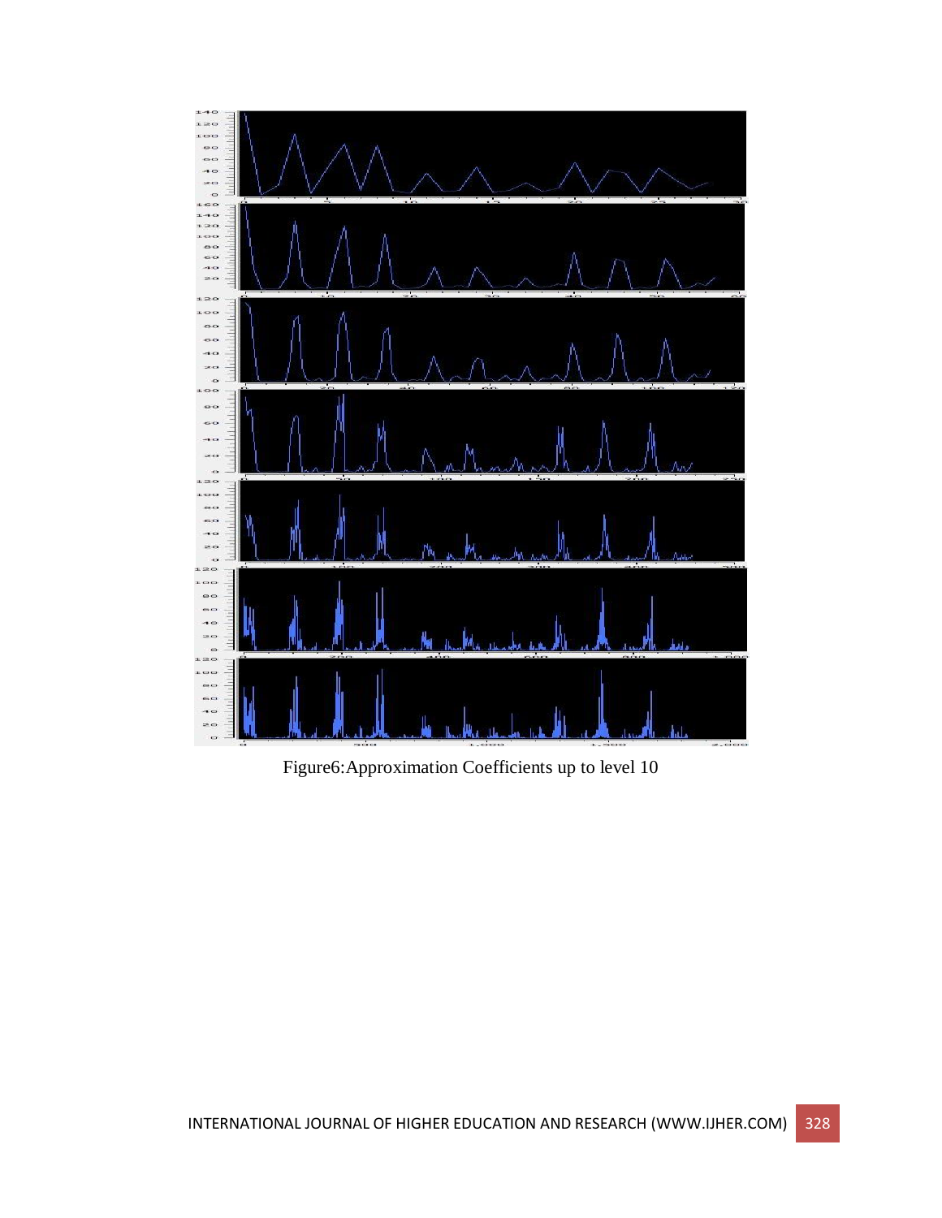Figure6:Approximation Coefficients up to level 10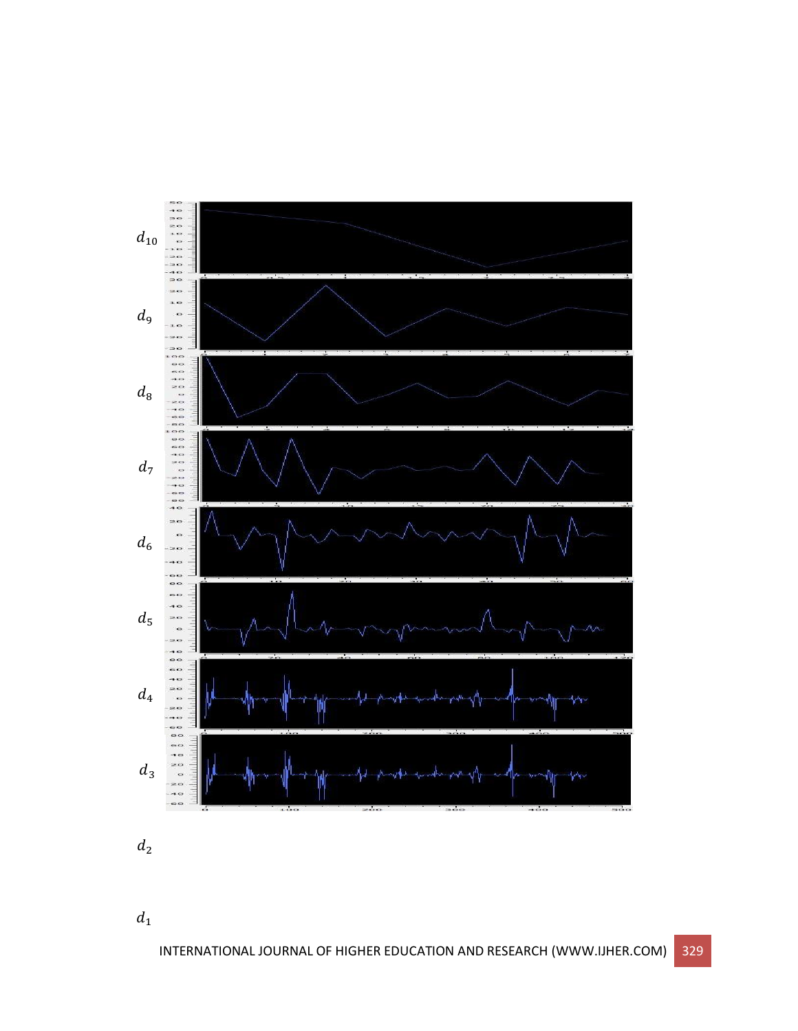$d_{10}$

$d_9$

$d_8$

$d_7$

$d_6$

$d_5$

$d_4$

$d_3$

$d_2$

$d_1$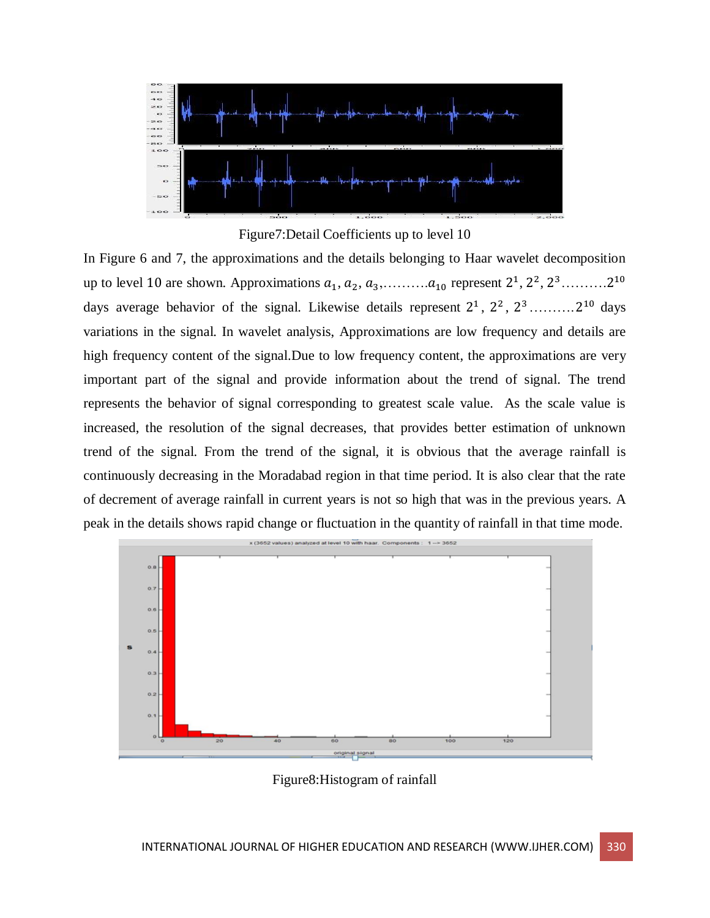Figure7:Detail Coefficients up to level 10

In Figure 6 and 7, the approximations and the details belonging to Haar wavelet decomposition up to level 10 are shown. Approximations $a_1$, $a_2$, $a_3$,..........$a_{10}$ represent $2^1$, $2^2$, $2^3$..........$2^{10}$ days average behavior of the signal. Likewise details represent $2^1$, $2^2$, $2^3$..........$2^{10}$ days variations in the signal. In wavelet analysis, Approximations are low frequency and details are high frequency content of the signal.Due to low frequency content, the approximations are very important part of the signal and provide information about the trend of signal. The trend represents the behavior of signal corresponding to greatest scale value. As the scale value is increased, the resolution of the signal decreases, that provides better estimation of unknown trend of the signal. From the trend of the signal, it is obvious that the average rainfall is continuously decreasing in the Moradabad region in that time period. It is also clear that the rate of decrement of average rainfall in current years is not so high that was in the previous years. A peak in the details shows rapid change or fluctuation in the quantity of rainfall in that time mode.

Figure8:Histogram of rainfall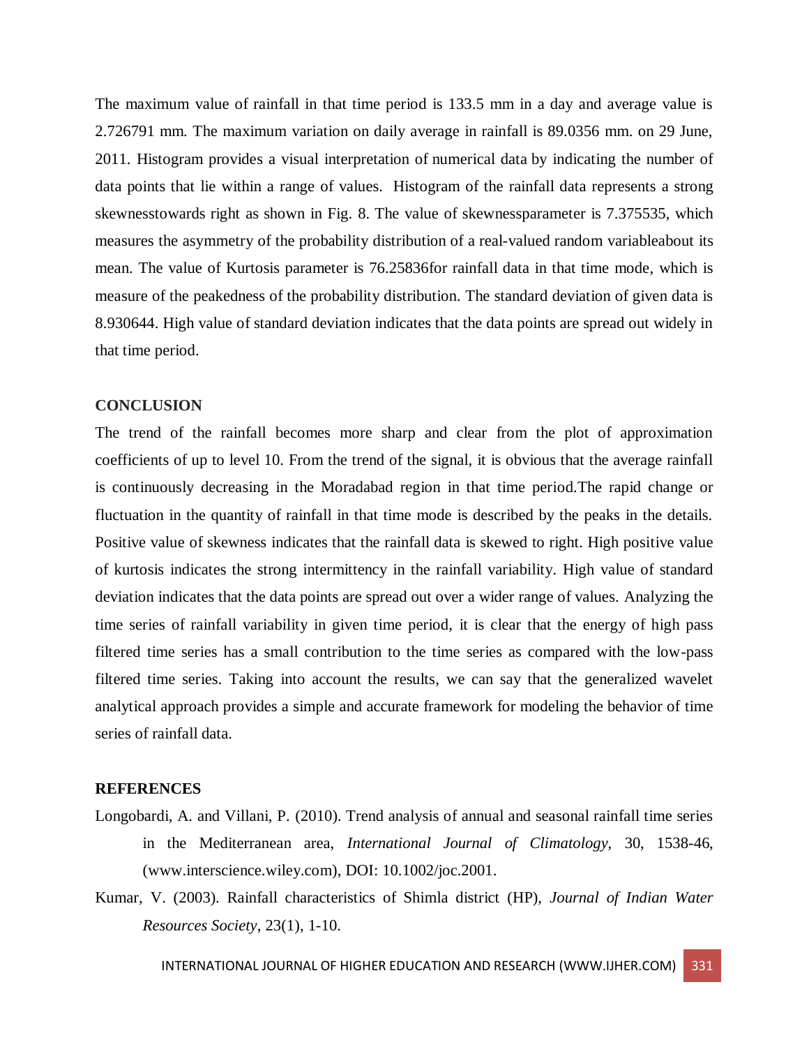The maximum value of rainfall in that time period is 133.5 mm in a day and average value is 2.726791 mm. The maximum variation on daily average in rainfall is 89.0356 mm. on 29 June, 2011. Histogram provides a visual interpretation of numerical data by indicating the number of data points that lie within a range of values. Histogram of the rainfall data represents a strong skewnesstowards right as shown in Fig. 8. The value of skewnessparameter is 7.375535, which measures the asymmetry of the probability distribution of a real-valued random variableabout its mean. The value of Kurtosis parameter is 76.25836for rainfall data in that time mode, which is measure of the peakedness of the probability distribution. The standard deviation of given data is 8.930644. High value of standard deviation indicates that the data points are spread out widely in that time period.

## CONCLUSION

The trend of the rainfall becomes more sharp and clear from the plot of approximation coefficients of up to level 10. From the trend of the signal, it is obvious that the average rainfall is continuously decreasing in the Moradabad region in that time period.The rapid change or fluctuation in the quantity of rainfall in that time mode is described by the peaks in the details. Positive value of skewness indicates that the rainfall data is skewed to right. High positive value of kurtosis indicates the strong intermittency in the rainfall variability. High value of standard deviation indicates that the data points are spread out over a wider range of values. Analyzing the time series of rainfall variability in given time period, it is clear that the energy of high pass filtered time series has a small contribution to the time series as compared with the low-pass filtered time series. Taking into account the results, we can say that the generalized wavelet analytical approach provides a simple and accurate framework for modeling the behavior of time series of rainfall data.

## REFERENCES

Longobardi, A. and Villani, P. (2010). Trend analysis of annual and seasonal rainfall time series in the Mediterranean area, *International Journal of Climatology*, 30, 1538-46, (www.interscience.wiley.com), DOI: 10.1002/joc.2001.

Kumar, V. (2003). Rainfall characteristics of Shimla district (HP), *Journal of Indian Water Resources Society*, 23(1), 1-10.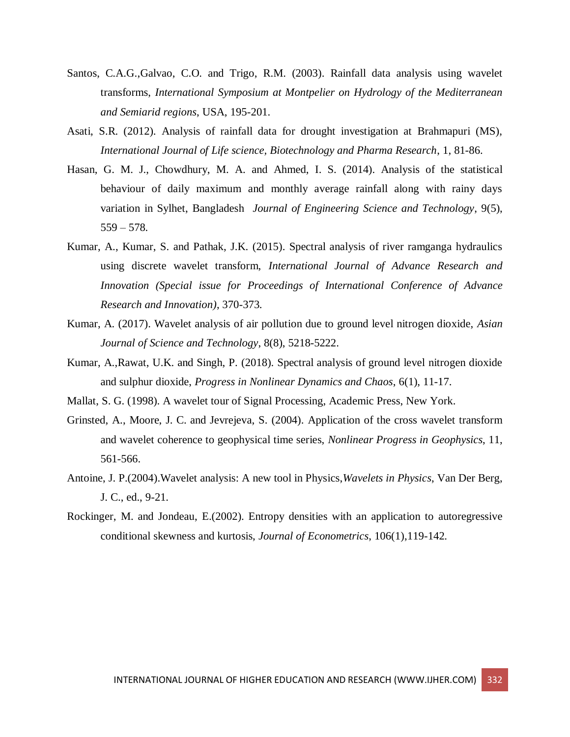Santos, C.A.G.,Galvao, C.O. and Trigo, R.M. (2003). Rainfall data analysis using wavelet transforms, *International Symposium at Montpelier on Hydrology of the Mediterranean and Semiarid regions*, USA, 195-201.

Asati, S.R. (2012). Analysis of rainfall data for drought investigation at Brahmapuri (MS), *International Journal of Life science, Biotechnology and Pharma Research*, 1, 81-86.

Hasan, G. M. J., Chowdhury, M. A. and Ahmed, I. S. (2014). Analysis of the statistical behaviour of daily maximum and monthly average rainfall along with rainy days variation in Sylhet, Bangladesh *Journal of Engineering Science and Technology*, 9(5), 559 – 578.

Kumar, A., Kumar, S. and Pathak, J.K. (2015). Spectral analysis of river ramganga hydraulics using discrete wavelet transform, *International Journal of Advance Research and Innovation (Special issue for Proceedings of International Conference of Advance Research and Innovation)*, 370-373.

Kumar, A. (2017). Wavelet analysis of air pollution due to ground level nitrogen dioxide, *Asian Journal of Science and Technology*, 8(8), 5218-5222.

Kumar, A.,Rawat, U.K. and Singh, P. (2018). Spectral analysis of ground level nitrogen dioxide and sulphur dioxide, *Progress in Nonlinear Dynamics and Chaos*, 6(1), 11-17.

Mallat, S. G. (1998). A wavelet tour of Signal Processing, Academic Press, New York.

Grinsted, A., Moore, J. C. and Jevrejeva, S. (2004). Application of the cross wavelet transform and wavelet coherence to geophysical time series, *Nonlinear Progress in Geophysics*, 11, 561-566.

Antoine, J. P.(2004).Wavelet analysis: A new tool in Physics,*Wavelets in Physics*, Van Der Berg, J. C., ed., 9-21.

Rockinger, M. and Jondeau, E.(2002). Entropy densities with an application to autoregressive conditional skewness and kurtosis, *Journal of Econometrics*, 106(1),119-142.